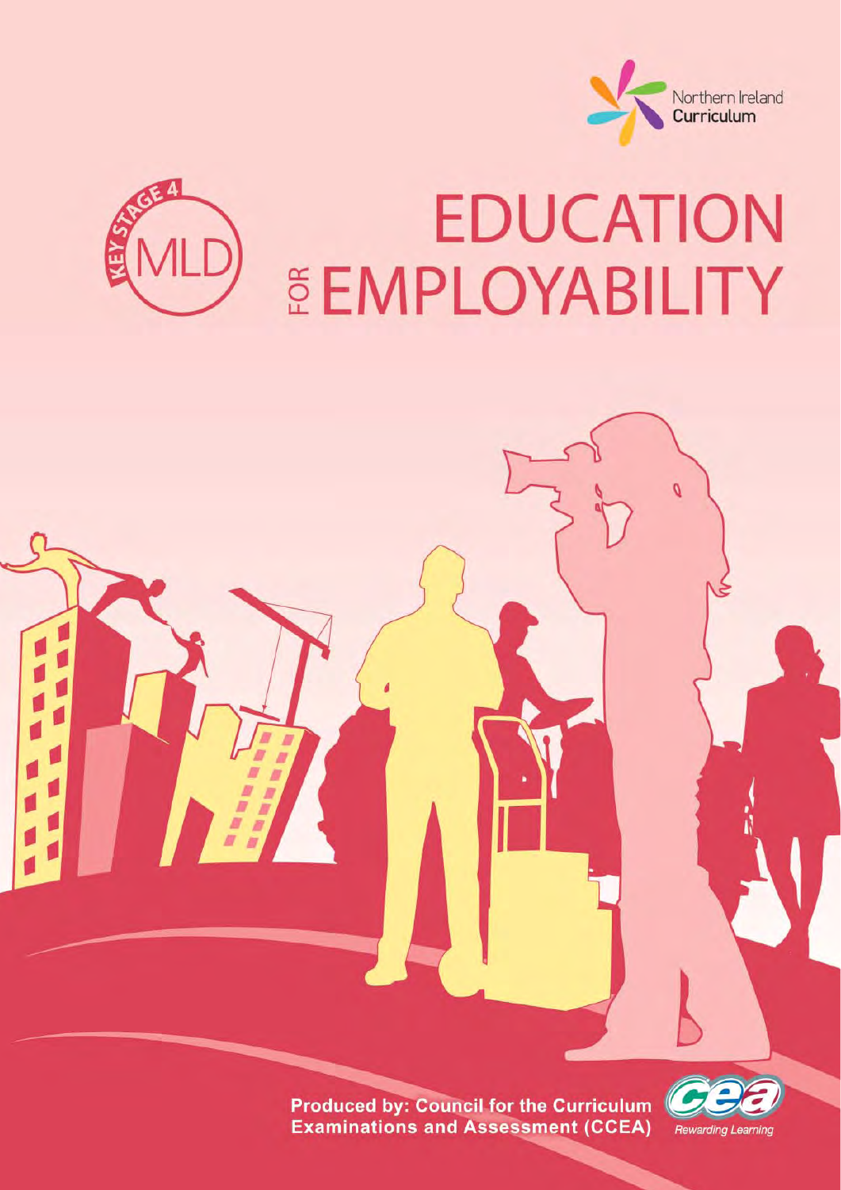Northern Ireland Curriculum

KEY STAGE 4 MLD

# EDUCATION FOR EMPLOYABILITY

**Produced by: Council for the Curriculum Examinations and Assessment (CCEA)**

Rewarding Learning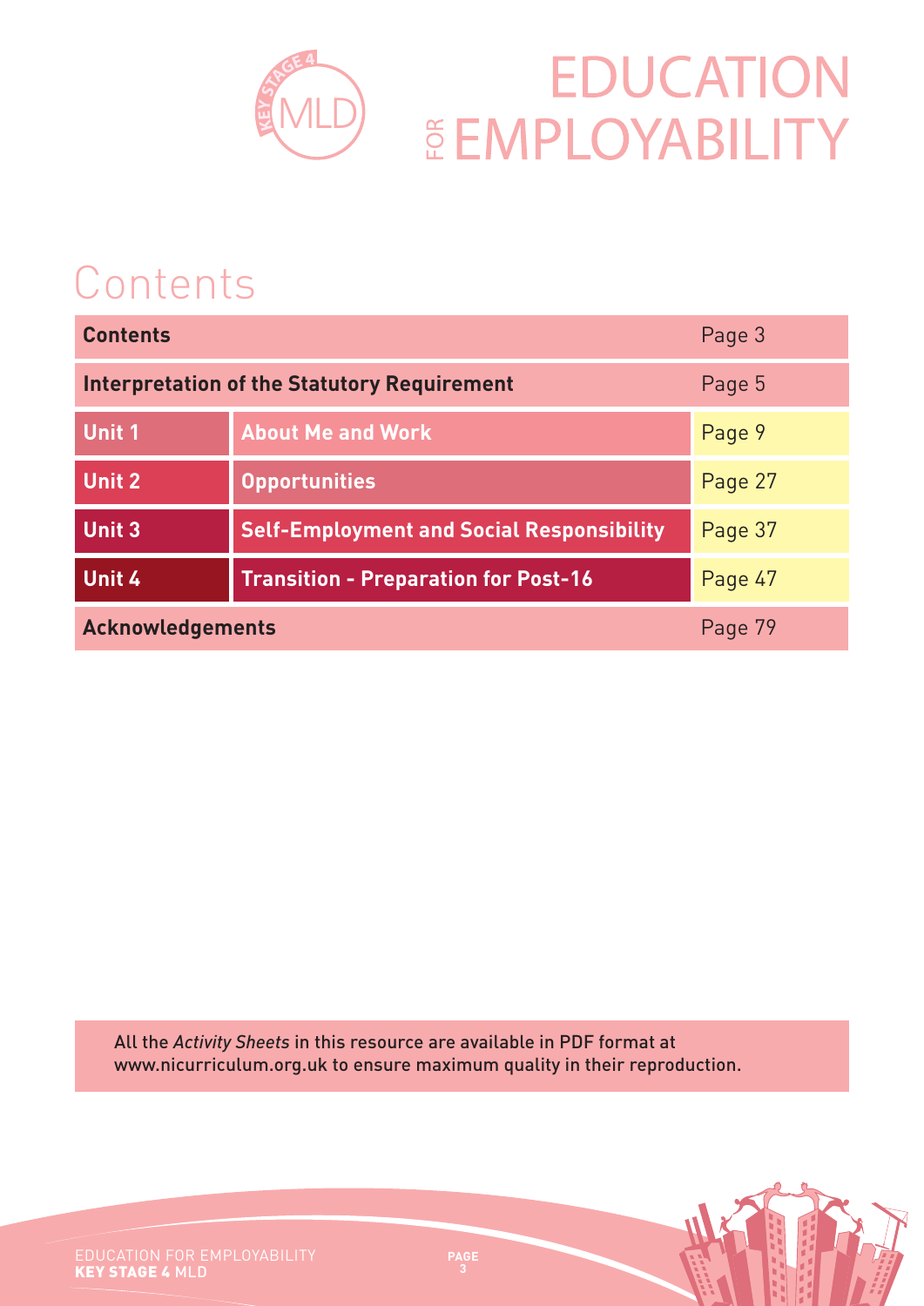# Contents

| Contents | | Page 3 |
|---|---|---|
| Interpretation of the Statutory Requirement | | Page 5 |
| Unit 1 | About Me and Work | Page 9 |
| Unit 2 | Opportunities | Page 27 |
| Unit 3 | Self-Employment and Social Responsibility | Page 37 |
| Unit 4 | Transition - Preparation for Post-16 | Page 47 |
| Acknowledgements | | Page 79 |

All the *Activity Sheets* in this resource are available in PDF format at www.nicurriculum.org.uk to ensure maximum quality in their reproduction.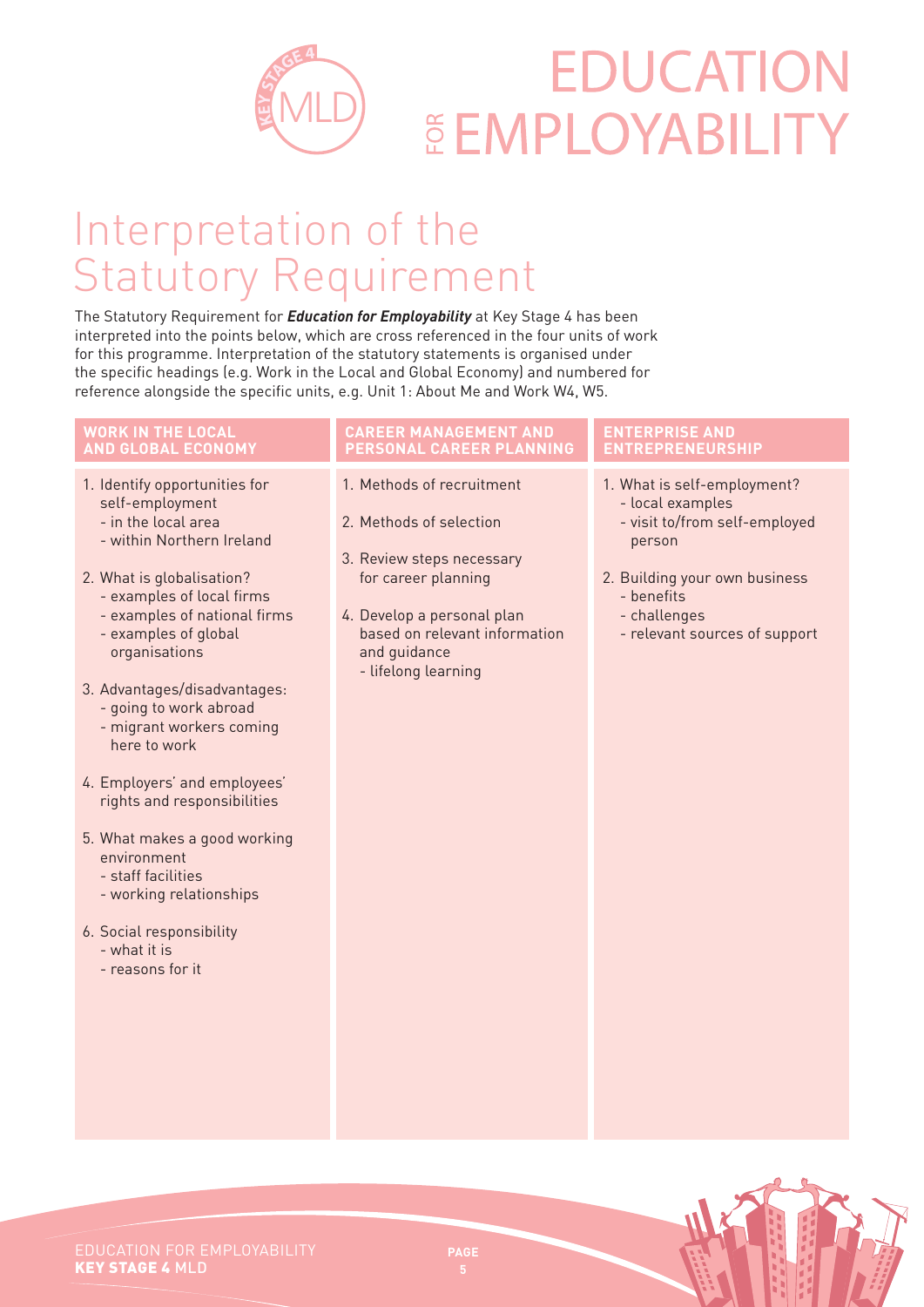# EDUCATION FOR EMPLOYABILITY

KEY STAGE 4 MLD

## Interpretation of the Statutory Requirement

The Statutory Requirement for ***Education for Employability*** at Key Stage 4 has been interpreted into the points below, which are cross referenced in the four units of work for this programme. Interpretation of the statutory statements is organised under the specific headings (e.g. Work in the Local and Global Economy) and numbered for reference alongside the specific units, e.g. Unit 1: About Me and Work W4, W5.

### WORK IN THE LOCAL AND GLOBAL ECONOMY

1. Identify opportunities for self-employment
   - in the local area
   - within Northern Ireland
2. What is globalisation?
   - examples of local firms
   - examples of national firms
   - examples of global organisations
3. Advantages/disadvantages:
   - going to work abroad
   - migrant workers coming here to work
4. Employers' and employees' rights and responsibilities
5. What makes a good working environment
   - staff facilities
   - working relationships
6. Social responsibility
   - what it is
   - reasons for it

### CAREER MANAGEMENT AND PERSONAL CAREER PLANNING

1. Methods of recruitment
2. Methods of selection
3. Review steps necessary for career planning
4. Develop a personal plan based on relevant information and guidance
   - lifelong learning

### ENTERPRISE AND ENTREPRENEURSHIP

1. What is self-employment?
   - local examples
   - visit to/from self-employed person
2. Building your own business
   - benefits
   - challenges
   - relevant sources of support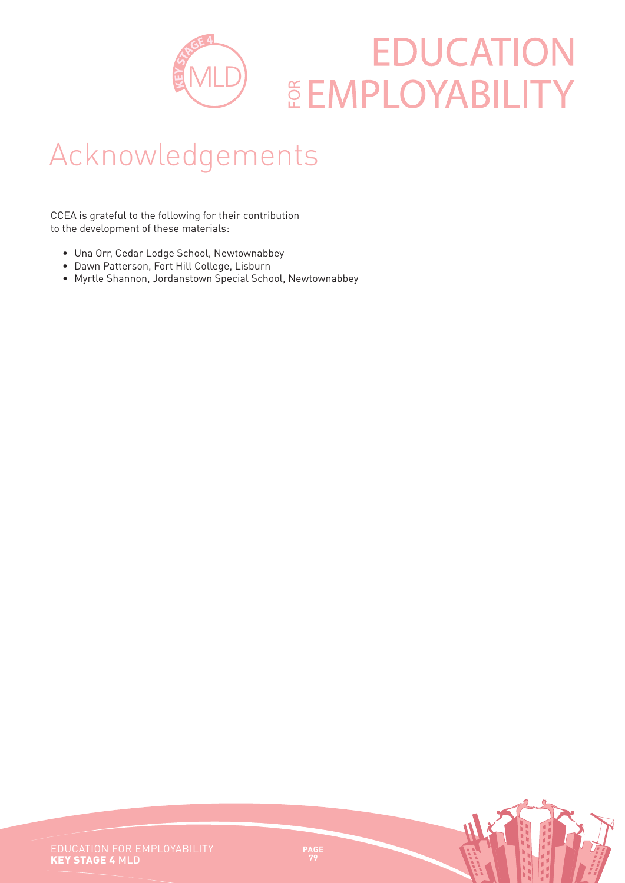# Acknowledgements

CCEA is grateful to the following for their contribution to the development of these materials:

- Una Orr, Cedar Lodge School, Newtownabbey
- Dawn Patterson, Fort Hill College, Lisburn
- Myrtle Shannon, Jordanstown Special School, Newtownabbey